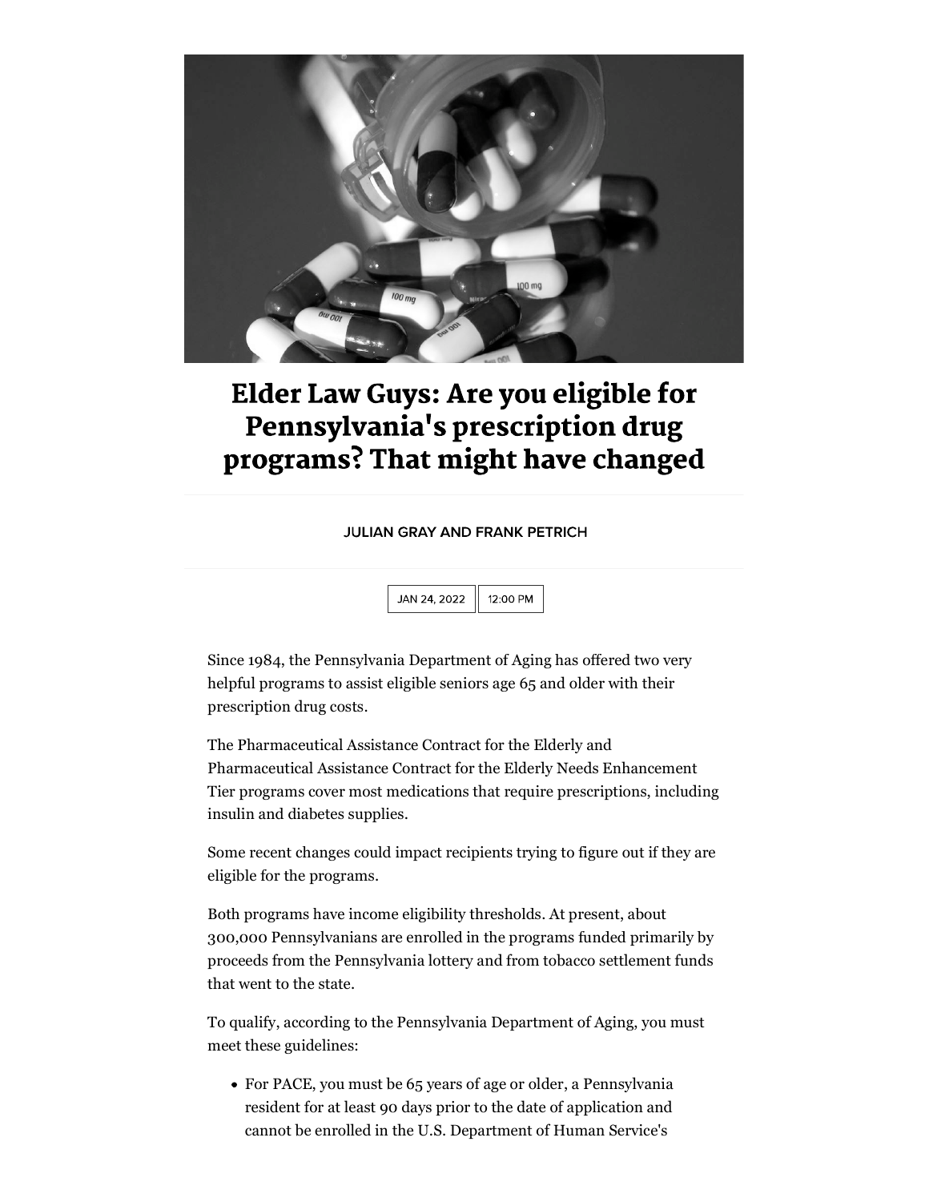# Elder Law Guys: Are you eligible for Pennsylvania's prescription drug programs? That might have changed

JULIAN GRAY AND FRANK PETRICH

JAN 24, 2022 | 12:00 PM

Since 1984, the Pennsylvania Department of Aging has offered two very helpful programs to assist eligible seniors age 65 and older with their prescription drug costs.

The Pharmaceutical Assistance Contract for the Elderly and Pharmaceutical Assistance Contract for the Elderly Needs Enhancement Tier programs cover most medications that require prescriptions, including insulin and diabetes supplies.

Some recent changes could impact recipients trying to figure out if they are eligible for the programs.

Both programs have income eligibility thresholds. At present, about 300,000 Pennsylvanians are enrolled in the programs funded primarily by proceeds from the Pennsylvania lottery and from tobacco settlement funds that went to the state.

To qualify, according to the Pennsylvania Department of Aging, you must meet these guidelines:

- For PACE, you must be 65 years of age or older, a Pennsylvania resident for at least 90 days prior to the date of application and cannot be enrolled in the U.S. Department of Human Service's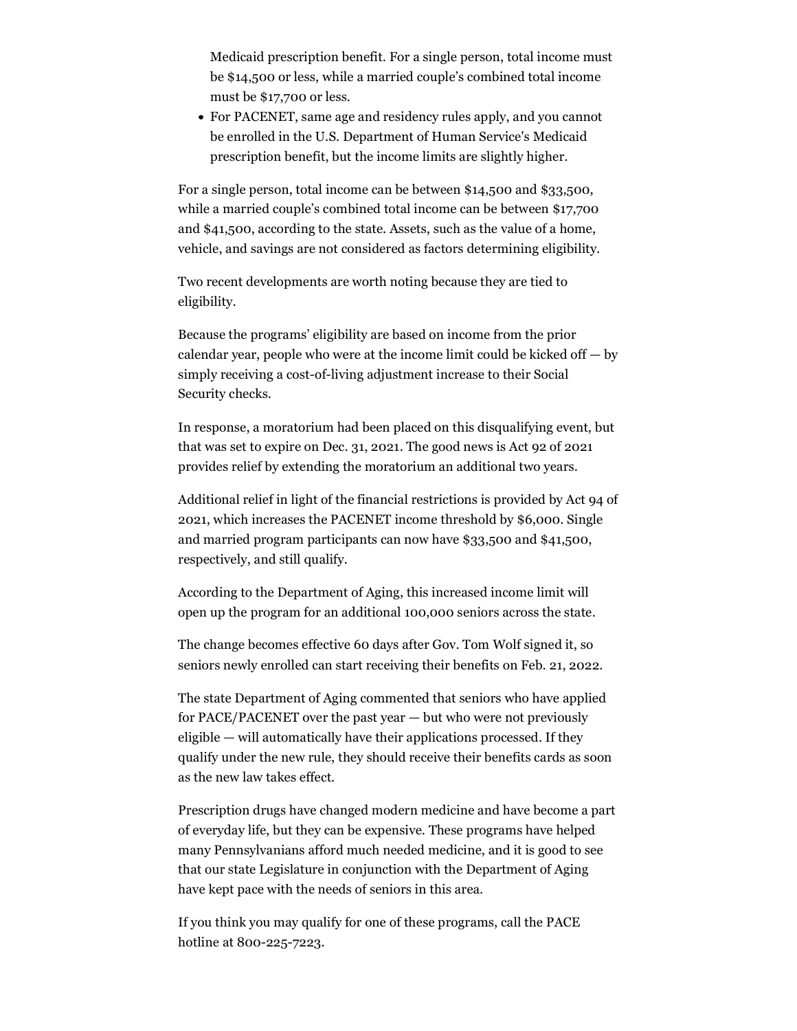Medicaid prescription benefit. For a single person, total income must be $14,500 or less, while a married couple's combined total income must be $17,700 or less.

- For PACENET, same age and residency rules apply, and you cannot be enrolled in the U.S. Department of Human Service's Medicaid prescription benefit, but the income limits are slightly higher.

For a single person, total income can be between $14,500 and $33,500, while a married couple's combined total income can be between $17,700 and $41,500, according to the state. Assets, such as the value of a home, vehicle, and savings are not considered as factors determining eligibility.

Two recent developments are worth noting because they are tied to eligibility.

Because the programs' eligibility are based on income from the prior calendar year, people who were at the income limit could be kicked off — by simply receiving a cost-of-living adjustment increase to their Social Security checks.

In response, a moratorium had been placed on this disqualifying event, but that was set to expire on Dec. 31, 2021. The good news is Act 92 of 2021 provides relief by extending the moratorium an additional two years.

Additional relief in light of the financial restrictions is provided by Act 94 of 2021, which increases the PACENET income threshold by $6,000. Single and married program participants can now have $33,500 and $41,500, respectively, and still qualify.

According to the Department of Aging, this increased income limit will open up the program for an additional 100,000 seniors across the state.

The change becomes effective 60 days after Gov. Tom Wolf signed it, so seniors newly enrolled can start receiving their benefits on Feb. 21, 2022.

The state Department of Aging commented that seniors who have applied for PACE/PACENET over the past year — but who were not previously eligible — will automatically have their applications processed. If they qualify under the new rule, they should receive their benefits cards as soon as the new law takes effect.

Prescription drugs have changed modern medicine and have become a part of everyday life, but they can be expensive. These programs have helped many Pennsylvanians afford much needed medicine, and it is good to see that our state Legislature in conjunction with the Department of Aging have kept pace with the needs of seniors in this area.

If you think you may qualify for one of these programs, call the PACE hotline at 800-225-7223.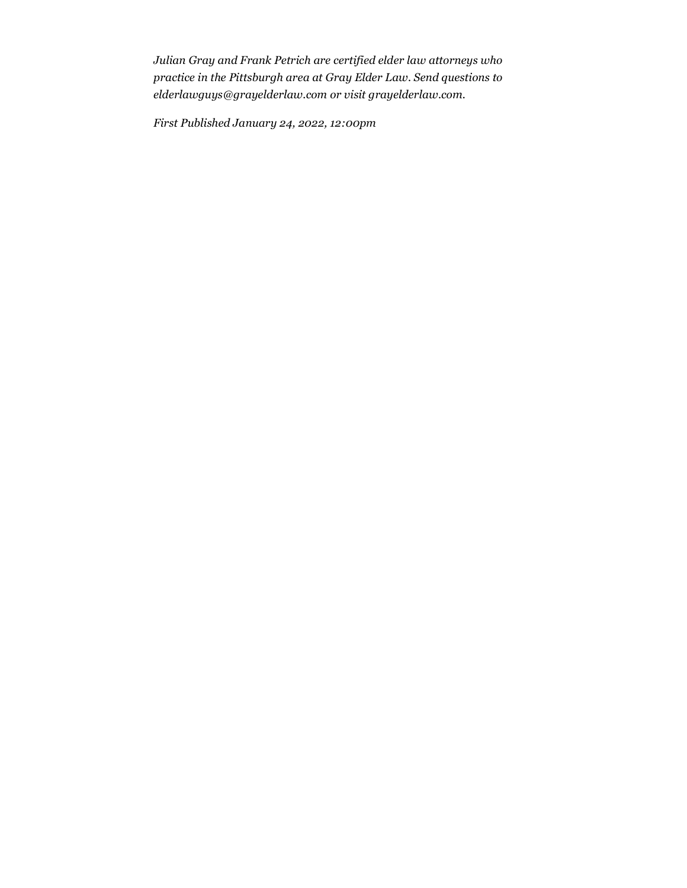*Julian Gray and Frank Petrich are certified elder law attorneys who practice in the Pittsburgh area at Gray Elder Law. Send questions to elderlawguys@grayelderlaw.com or visit grayelderlaw.com.*

*First Published January 24, 2022, 12:00pm*